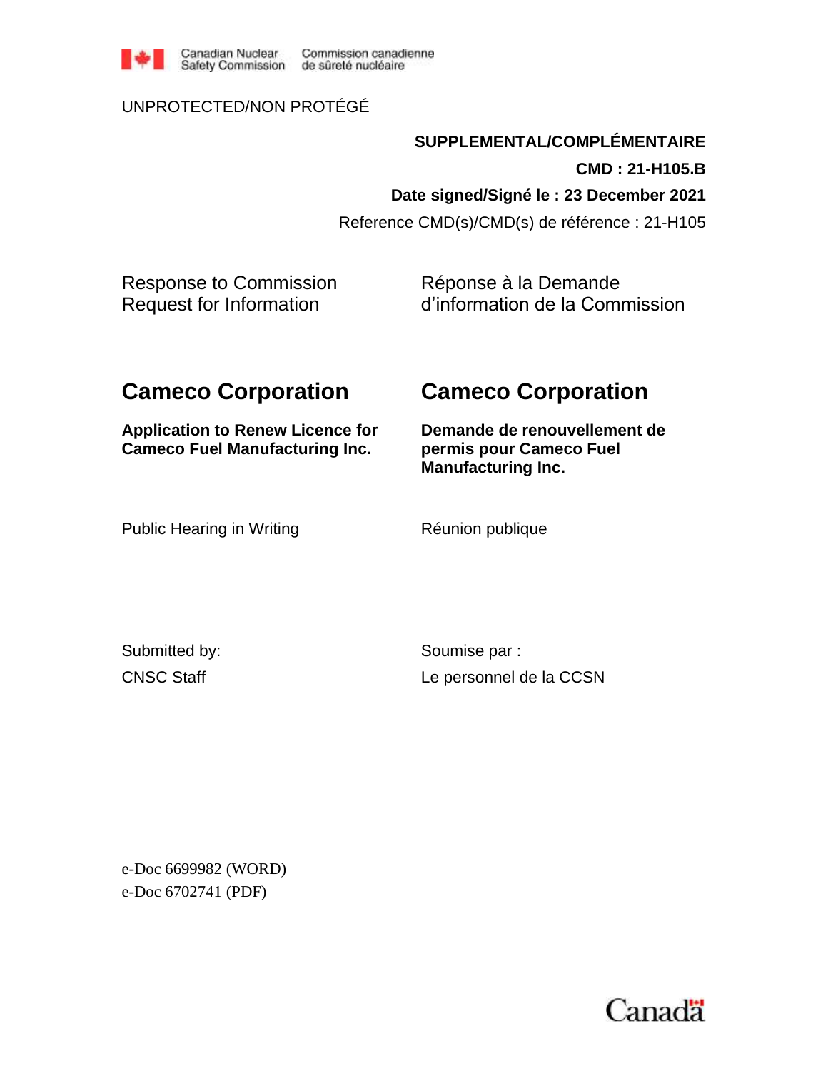Canadian Nuclear Safety Commission | Commission canadienne de sûreté nucléaire

UNPROTECTED/NON PROTÉGÉ

**SUPPLEMENTAL/COMPLÉMENTAIRE**

**CMD : 21-H105.B**

**Date signed/Signé le : 23 December 2021**

Reference CMD(s)/CMD(s) de référence : 21-H105

Response to Commission Request for Information

Réponse à la Demande d'information de la Commission

# Cameco Corporation

# Cameco Corporation

**Application to Renew Licence for Cameco Fuel Manufacturing Inc.**

**Demande de renouvellement de permis pour Cameco Fuel Manufacturing Inc.**

Public Hearing in Writing

Réunion publique

Submitted by:

CNSC Staff

Soumise par :

Le personnel de la CCSN

e-Doc 6699982 (WORD)
e-Doc 6702741 (PDF)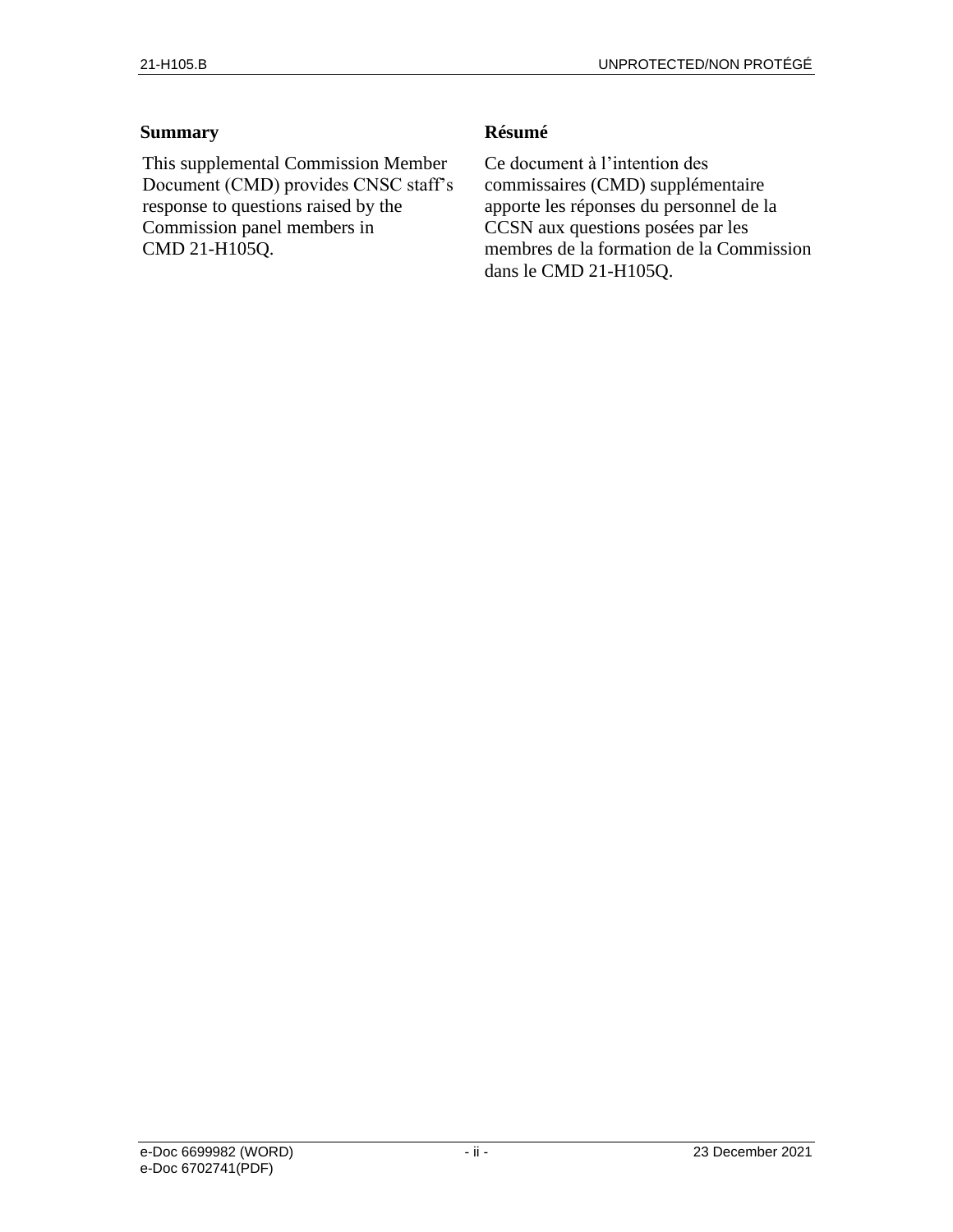## Summary

This supplemental Commission Member Document (CMD) provides CNSC staff's response to questions raised by the Commission panel members in CMD 21-H105Q.

## Résumé

Ce document à l'intention des commissaires (CMD) supplémentaire apporte les réponses du personnel de la CCSN aux questions posées par les membres de la formation de la Commission dans le CMD 21-H105Q.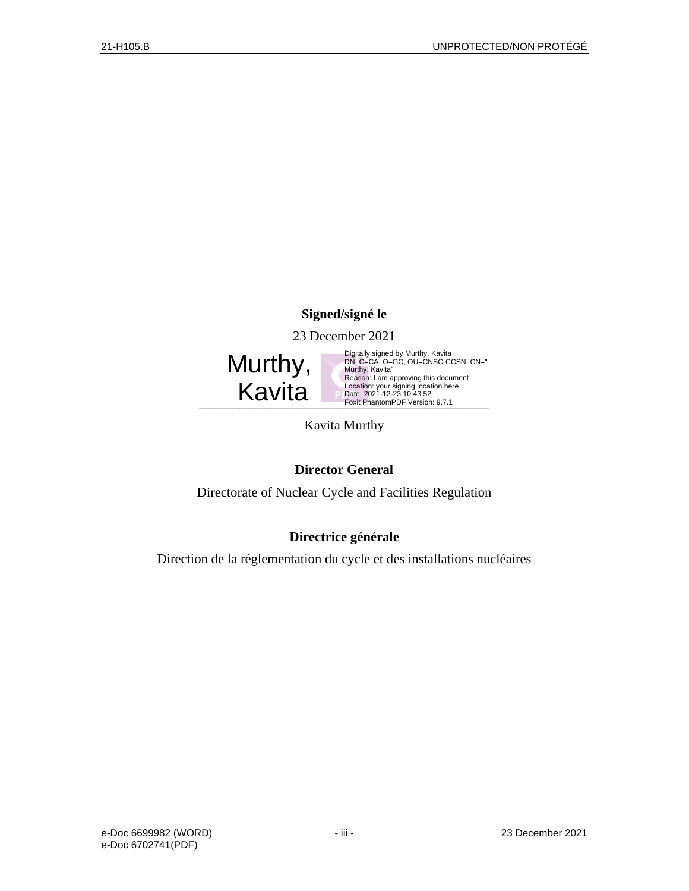**Signed/signé le**

23 December 2021

Murthy, Kavita

Digitally signed by Murthy, Kavita
DN: C=CA, O=GC, OU=CNSC-CCSN, CN="Murthy, Kavita"
Reason: I am approving this document
Location: your signing location here
Date: 2021-12-23 10:43:52
Foxit PhantomPDF Version: 9.7.1

---

Kavita Murthy

**Director General**

Directorate of Nuclear Cycle and Facilities Regulation

**Directrice générale**

Direction de la réglementation du cycle et des installations nucléaires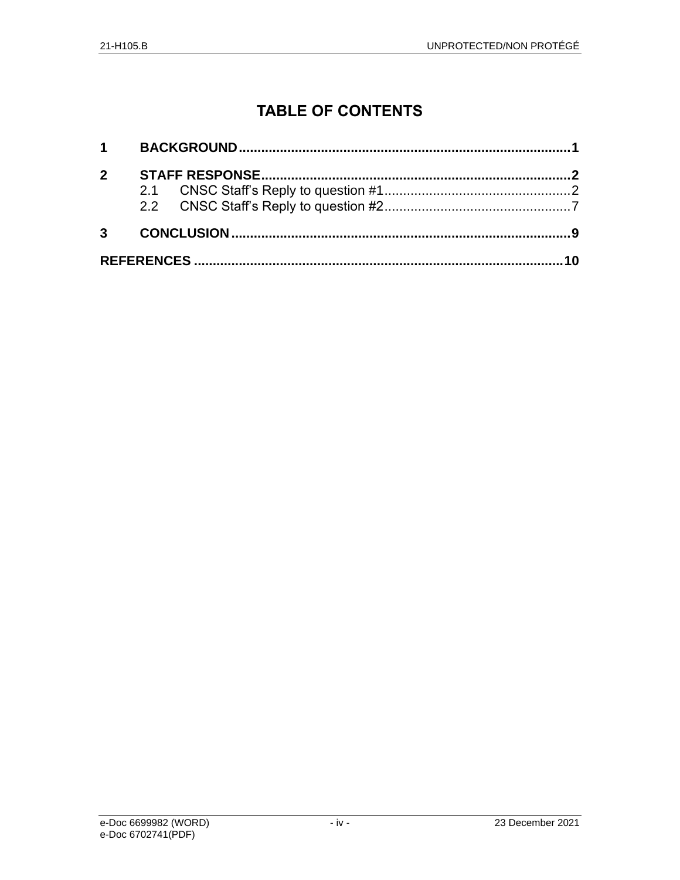# TABLE OF CONTENTS

**1 BACKGROUND** .......... **1**

**2 STAFF RESPONSE** .......... **2**

- 2.1 CNSC Staff’s Reply to question #1 .......... 2
- 2.2 CNSC Staff’s Reply to question #2 .......... 7

**3 CONCLUSION** .......... **9**

**REFERENCES** .......... **10**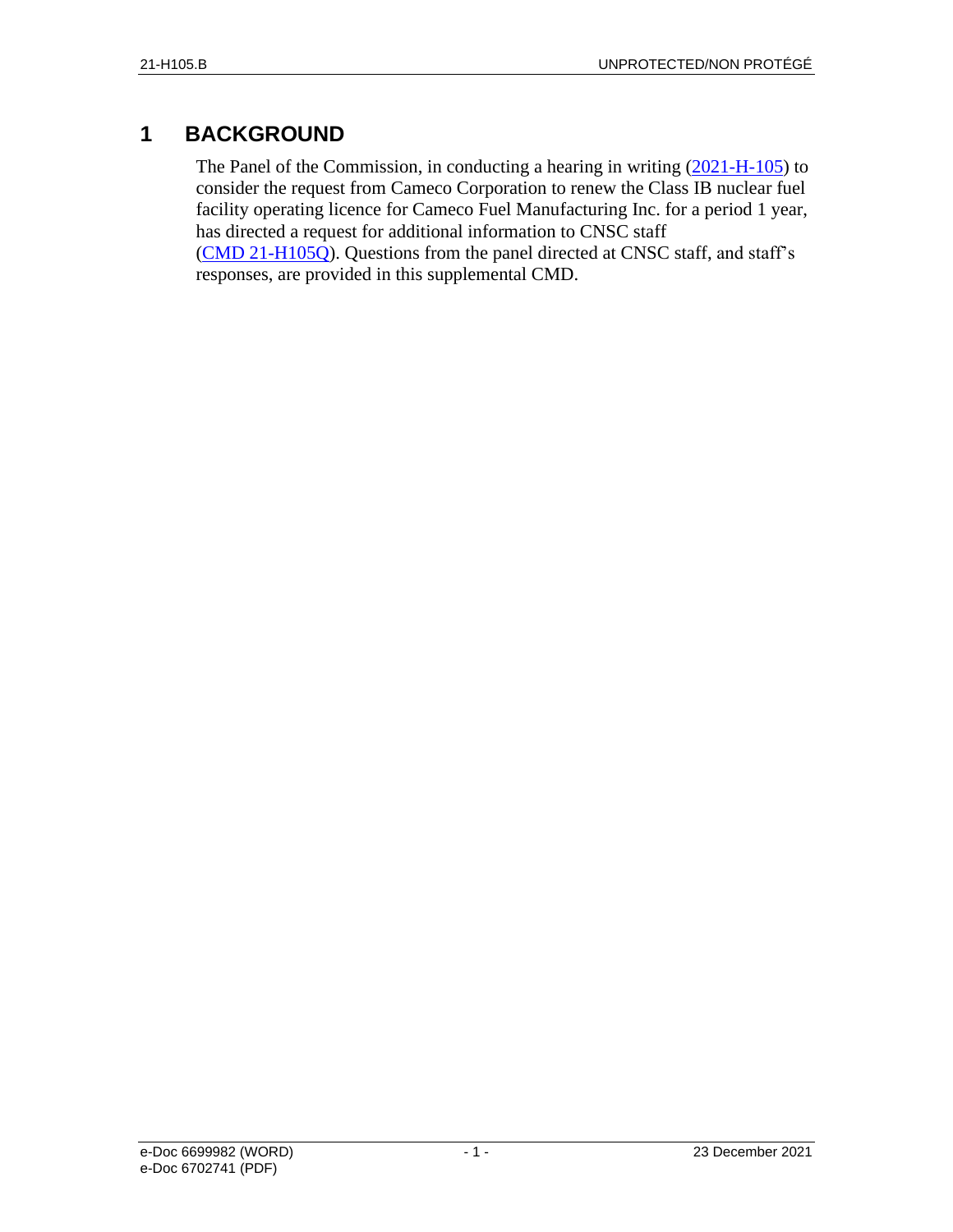# 1 BACKGROUND

The Panel of the Commission, in conducting a hearing in writing (2021-H-105) to consider the request from Cameco Corporation to renew the Class IB nuclear fuel facility operating licence for Cameco Fuel Manufacturing Inc. for a period 1 year, has directed a request for additional information to CNSC staff (CMD 21-H105Q). Questions from the panel directed at CNSC staff, and staff's responses, are provided in this supplemental CMD.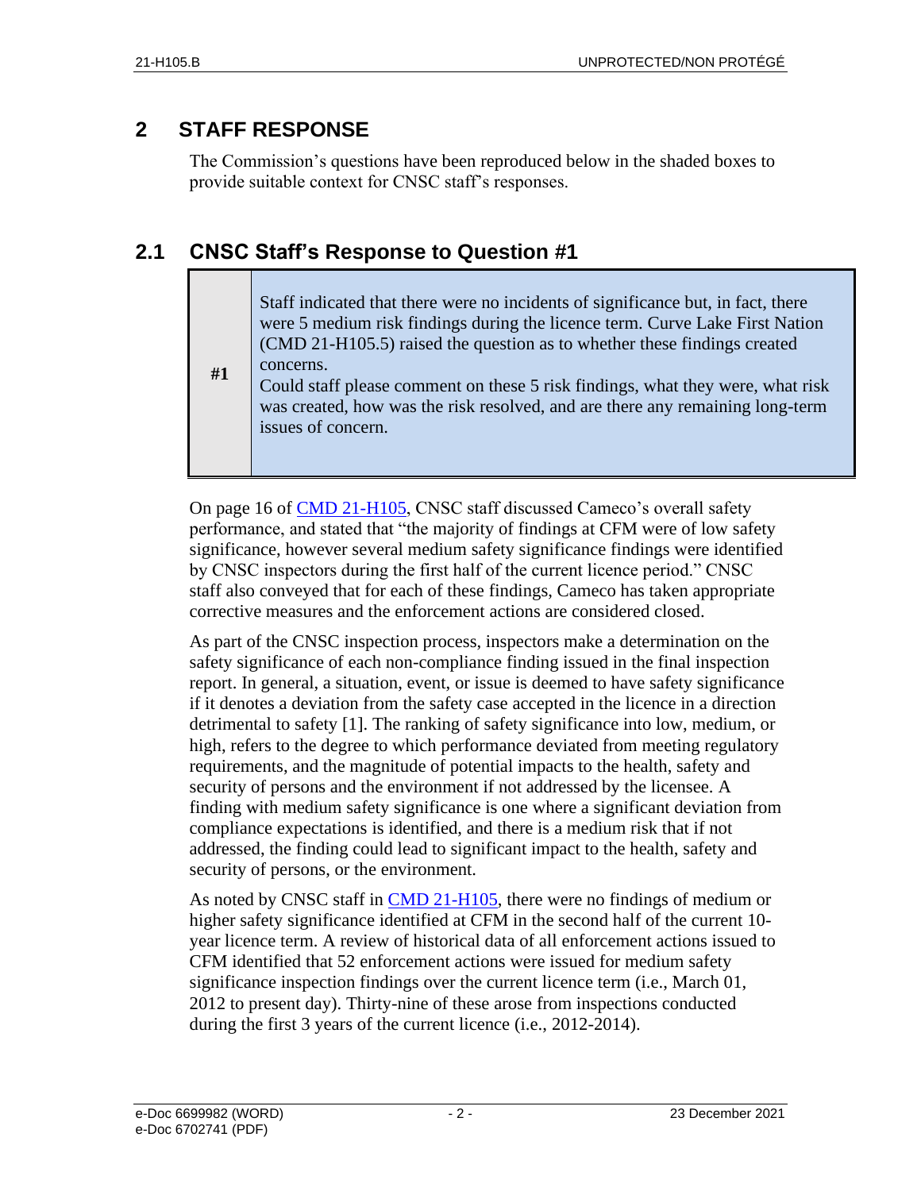## 2 STAFF RESPONSE

The Commission's questions have been reproduced below in the shaded boxes to provide suitable context for CNSC staff's responses.

## 2.1 CNSC Staff's Response to Question #1

| #1 | Staff indicated that there were no incidents of significance but, in fact, there were 5 medium risk findings during the licence term. Curve Lake First Nation (CMD 21-H105.5) raised the question as to whether these findings created concerns.<br>Could staff please comment on these 5 risk findings, what they were, what risk was created, how was the risk resolved, and are there any remaining long-term issues of concern. |
|---|---|

On page 16 of CMD 21-H105, CNSC staff discussed Cameco's overall safety performance, and stated that "the majority of findings at CFM were of low safety significance, however several medium safety significance findings were identified by CNSC inspectors during the first half of the current licence period." CNSC staff also conveyed that for each of these findings, Cameco has taken appropriate corrective measures and the enforcement actions are considered closed.

As part of the CNSC inspection process, inspectors make a determination on the safety significance of each non-compliance finding issued in the final inspection report. In general, a situation, event, or issue is deemed to have safety significance if it denotes a deviation from the safety case accepted in the licence in a direction detrimental to safety [1]. The ranking of safety significance into low, medium, or high, refers to the degree to which performance deviated from meeting regulatory requirements, and the magnitude of potential impacts to the health, safety and security of persons and the environment if not addressed by the licensee. A finding with medium safety significance is one where a significant deviation from compliance expectations is identified, and there is a medium risk that if not addressed, the finding could lead to significant impact to the health, safety and security of persons, or the environment.

As noted by CNSC staff in CMD 21-H105, there were no findings of medium or higher safety significance identified at CFM in the second half of the current 10-year licence term. A review of historical data of all enforcement actions issued to CFM identified that 52 enforcement actions were issued for medium safety significance inspection findings over the current licence term (i.e., March 01, 2012 to present day). Thirty-nine of these arose from inspections conducted during the first 3 years of the current licence (i.e., 2012-2014).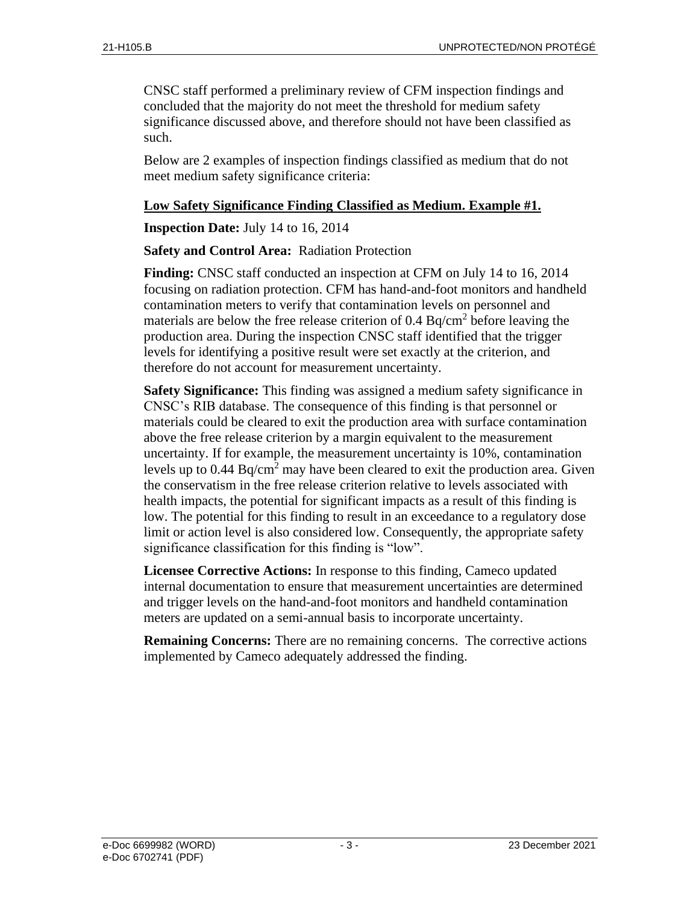CNSC staff performed a preliminary review of CFM inspection findings and concluded that the majority do not meet the threshold for medium safety significance discussed above, and therefore should not have been classified as such.

Below are 2 examples of inspection findings classified as medium that do not meet medium safety significance criteria:

**Low Safety Significance Finding Classified as Medium. Example #1.**

**Inspection Date:** July 14 to 16, 2014

**Safety and Control Area:** Radiation Protection

**Finding:** CNSC staff conducted an inspection at CFM on July 14 to 16, 2014 focusing on radiation protection. CFM has hand-and-foot monitors and handheld contamination meters to verify that contamination levels on personnel and materials are below the free release criterion of 0.4 $Bq/cm^2$ before leaving the production area. During the inspection CNSC staff identified that the trigger levels for identifying a positive result were set exactly at the criterion, and therefore do not account for measurement uncertainty.

**Safety Significance:** This finding was assigned a medium safety significance in CNSC's RIB database. The consequence of this finding is that personnel or materials could be cleared to exit the production area with surface contamination above the free release criterion by a margin equivalent to the measurement uncertainty. If for example, the measurement uncertainty is 10%, contamination levels up to 0.44 $Bq/cm^2$ may have been cleared to exit the production area. Given the conservatism in the free release criterion relative to levels associated with health impacts, the potential for significant impacts as a result of this finding is low. The potential for this finding to result in an exceedance to a regulatory dose limit or action level is also considered low. Consequently, the appropriate safety significance classification for this finding is "low".

**Licensee Corrective Actions:** In response to this finding, Cameco updated internal documentation to ensure that measurement uncertainties are determined and trigger levels on the hand-and-foot monitors and handheld contamination meters are updated on a semi-annual basis to incorporate uncertainty.

**Remaining Concerns:** There are no remaining concerns. The corrective actions implemented by Cameco adequately addressed the finding.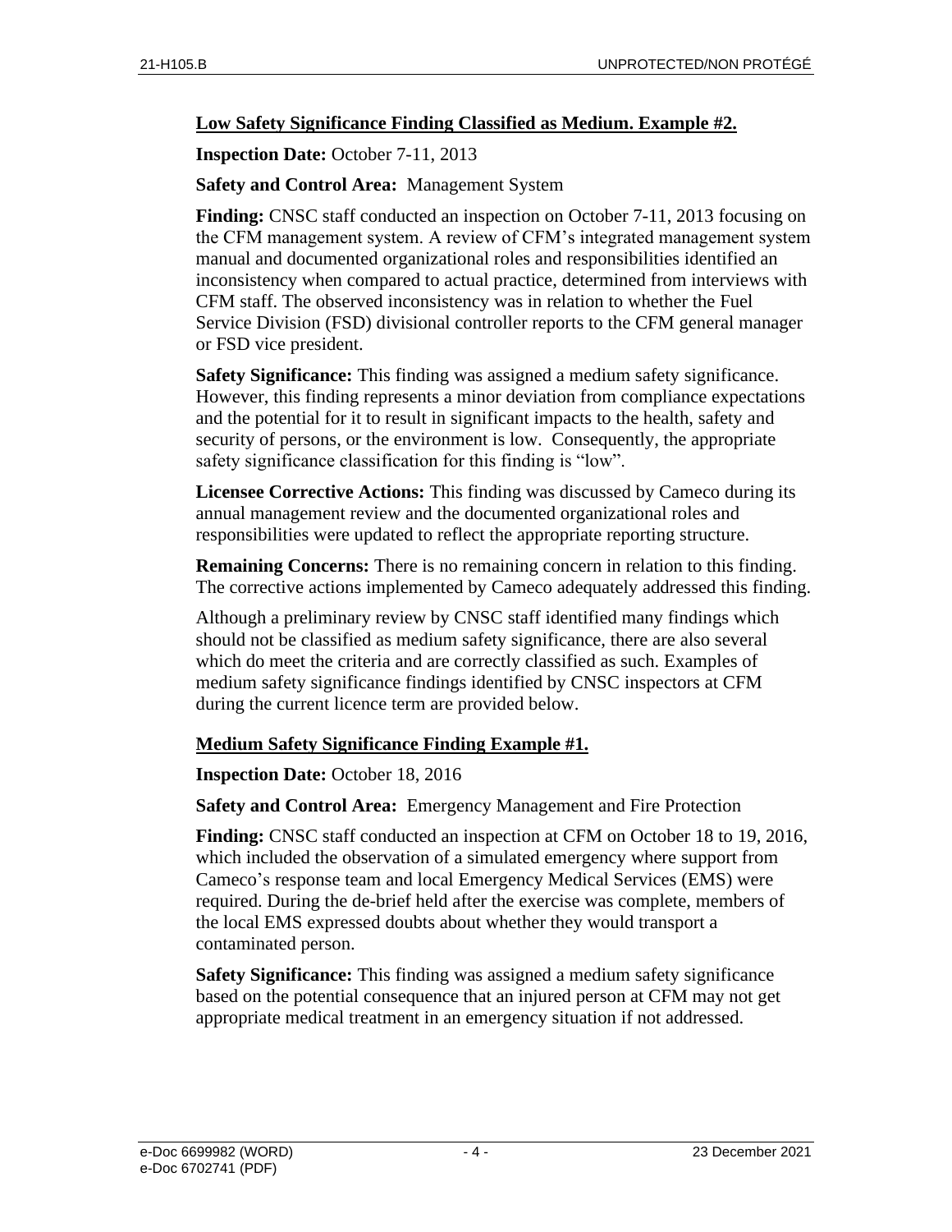**<u>Low Safety Significance Finding Classified as Medium. Example #2.</u>**

**Inspection Date:** October 7-11, 2013

**Safety and Control Area:** Management System

**Finding:** CNSC staff conducted an inspection on October 7-11, 2013 focusing on the CFM management system. A review of CFM's integrated management system manual and documented organizational roles and responsibilities identified an inconsistency when compared to actual practice, determined from interviews with CFM staff. The observed inconsistency was in relation to whether the Fuel Service Division (FSD) divisional controller reports to the CFM general manager or FSD vice president.

**Safety Significance:** This finding was assigned a medium safety significance. However, this finding represents a minor deviation from compliance expectations and the potential for it to result in significant impacts to the health, safety and security of persons, or the environment is low. Consequently, the appropriate safety significance classification for this finding is "low".

**Licensee Corrective Actions:** This finding was discussed by Cameco during its annual management review and the documented organizational roles and responsibilities were updated to reflect the appropriate reporting structure.

**Remaining Concerns:** There is no remaining concern in relation to this finding. The corrective actions implemented by Cameco adequately addressed this finding.

Although a preliminary review by CNSC staff identified many findings which should not be classified as medium safety significance, there are also several which do meet the criteria and are correctly classified as such. Examples of medium safety significance findings identified by CNSC inspectors at CFM during the current licence term are provided below.

**<u>Medium Safety Significance Finding Example #1.</u>**

**Inspection Date:** October 18, 2016

**Safety and Control Area:** Emergency Management and Fire Protection

**Finding:** CNSC staff conducted an inspection at CFM on October 18 to 19, 2016, which included the observation of a simulated emergency where support from Cameco's response team and local Emergency Medical Services (EMS) were required. During the de-brief held after the exercise was complete, members of the local EMS expressed doubts about whether they would transport a contaminated person.

**Safety Significance:** This finding was assigned a medium safety significance based on the potential consequence that an injured person at CFM may not get appropriate medical treatment in an emergency situation if not addressed.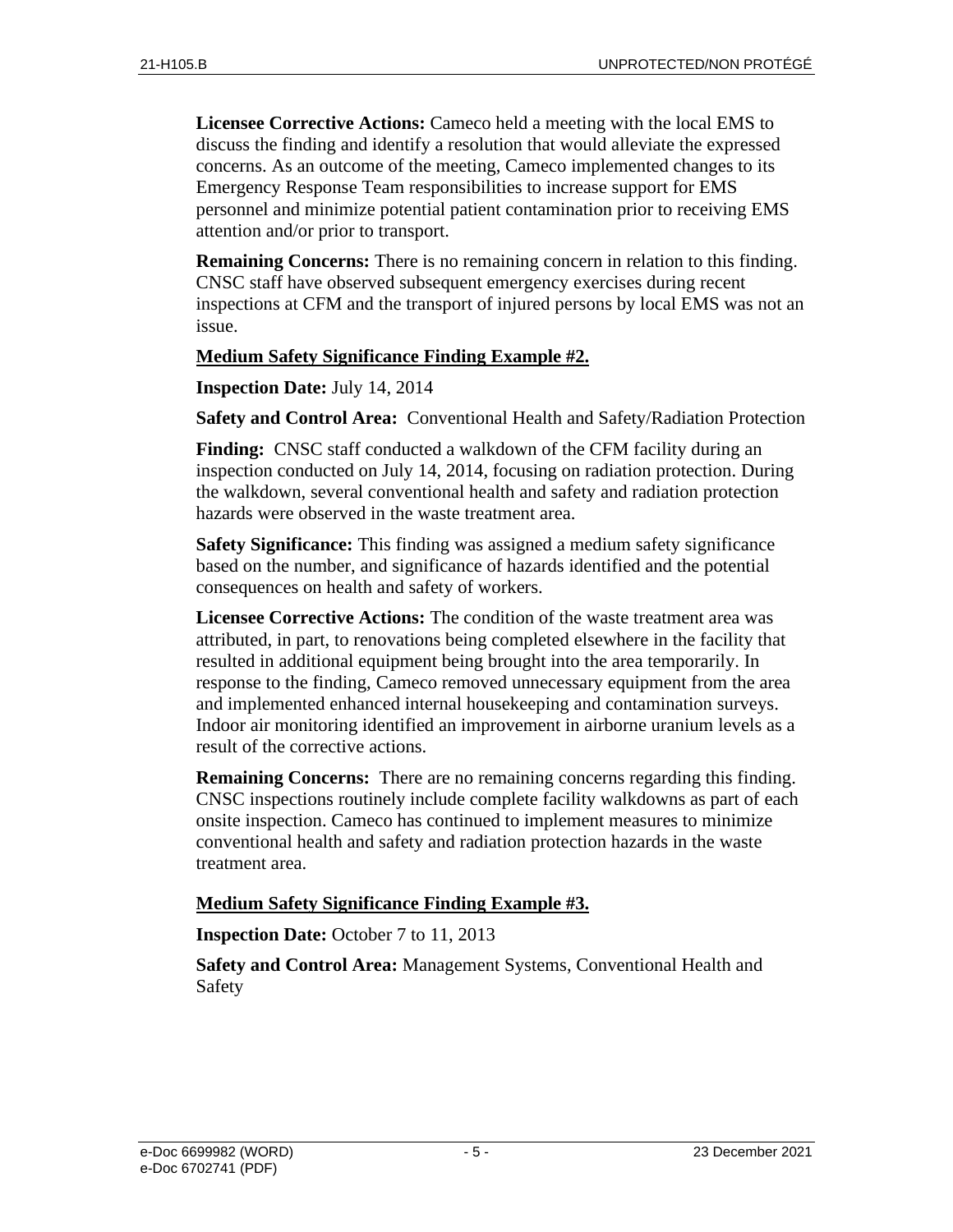**Licensee Corrective Actions:** Cameco held a meeting with the local EMS to discuss the finding and identify a resolution that would alleviate the expressed concerns. As an outcome of the meeting, Cameco implemented changes to its Emergency Response Team responsibilities to increase support for EMS personnel and minimize potential patient contamination prior to receiving EMS attention and/or prior to transport.

**Remaining Concerns:** There is no remaining concern in relation to this finding. CNSC staff have observed subsequent emergency exercises during recent inspections at CFM and the transport of injured persons by local EMS was not an issue.

**Medium Safety Significance Finding Example #2.**

**Inspection Date:** July 14, 2014

**Safety and Control Area:** Conventional Health and Safety/Radiation Protection

**Finding:** CNSC staff conducted a walkdown of the CFM facility during an inspection conducted on July 14, 2014, focusing on radiation protection. During the walkdown, several conventional health and safety and radiation protection hazards were observed in the waste treatment area.

**Safety Significance:** This finding was assigned a medium safety significance based on the number, and significance of hazards identified and the potential consequences on health and safety of workers.

**Licensee Corrective Actions:** The condition of the waste treatment area was attributed, in part, to renovations being completed elsewhere in the facility that resulted in additional equipment being brought into the area temporarily. In response to the finding, Cameco removed unnecessary equipment from the area and implemented enhanced internal housekeeping and contamination surveys. Indoor air monitoring identified an improvement in airborne uranium levels as a result of the corrective actions.

**Remaining Concerns:** There are no remaining concerns regarding this finding. CNSC inspections routinely include complete facility walkdowns as part of each onsite inspection. Cameco has continued to implement measures to minimize conventional health and safety and radiation protection hazards in the waste treatment area.

**Medium Safety Significance Finding Example #3.**

**Inspection Date:** October 7 to 11, 2013

**Safety and Control Area:** Management Systems, Conventional Health and Safety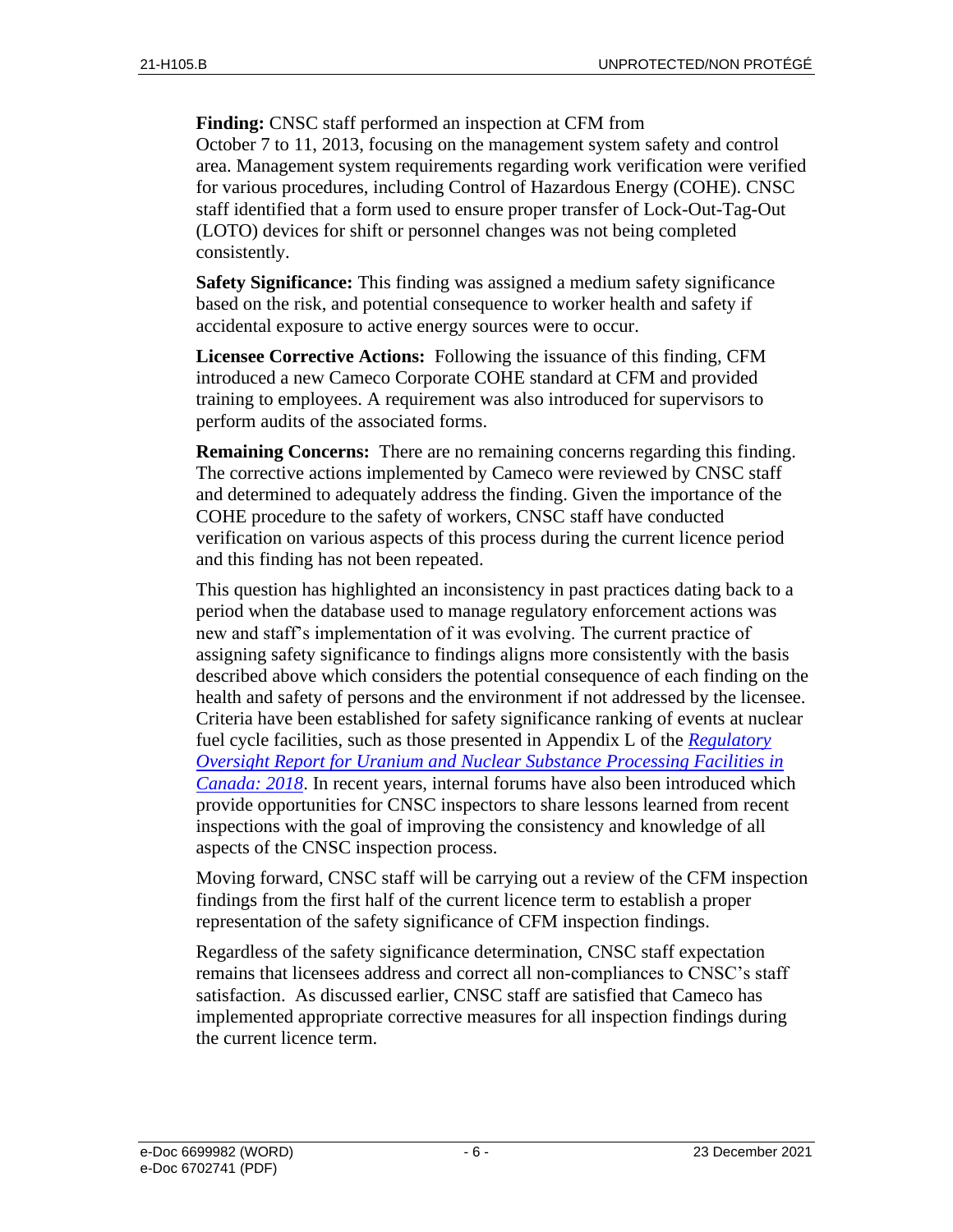**Finding:** CNSC staff performed an inspection at CFM from October 7 to 11, 2013, focusing on the management system safety and control area. Management system requirements regarding work verification were verified for various procedures, including Control of Hazardous Energy (COHE). CNSC staff identified that a form used to ensure proper transfer of Lock-Out-Tag-Out (LOTO) devices for shift or personnel changes was not being completed consistently.

**Safety Significance:** This finding was assigned a medium safety significance based on the risk, and potential consequence to worker health and safety if accidental exposure to active energy sources were to occur.

**Licensee Corrective Actions:** Following the issuance of this finding, CFM introduced a new Cameco Corporate COHE standard at CFM and provided training to employees. A requirement was also introduced for supervisors to perform audits of the associated forms.

**Remaining Concerns:** There are no remaining concerns regarding this finding. The corrective actions implemented by Cameco were reviewed by CNSC staff and determined to adequately address the finding. Given the importance of the COHE procedure to the safety of workers, CNSC staff have conducted verification on various aspects of this process during the current licence period and this finding has not been repeated.

This question has highlighted an inconsistency in past practices dating back to a period when the database used to manage regulatory enforcement actions was new and staff's implementation of it was evolving. The current practice of assigning safety significance to findings aligns more consistently with the basis described above which considers the potential consequence of each finding on the health and safety of persons and the environment if not addressed by the licensee. Criteria have been established for safety significance ranking of events at nuclear fuel cycle facilities, such as those presented in Appendix L of the *Regulatory Oversight Report for Uranium and Nuclear Substance Processing Facilities in Canada: 2018*. In recent years, internal forums have also been introduced which provide opportunities for CNSC inspectors to share lessons learned from recent inspections with the goal of improving the consistency and knowledge of all aspects of the CNSC inspection process.

Moving forward, CNSC staff will be carrying out a review of the CFM inspection findings from the first half of the current licence term to establish a proper representation of the safety significance of CFM inspection findings.

Regardless of the safety significance determination, CNSC staff expectation remains that licensees address and correct all non-compliances to CNSC's staff satisfaction. As discussed earlier, CNSC staff are satisfied that Cameco has implemented appropriate corrective measures for all inspection findings during the current licence term.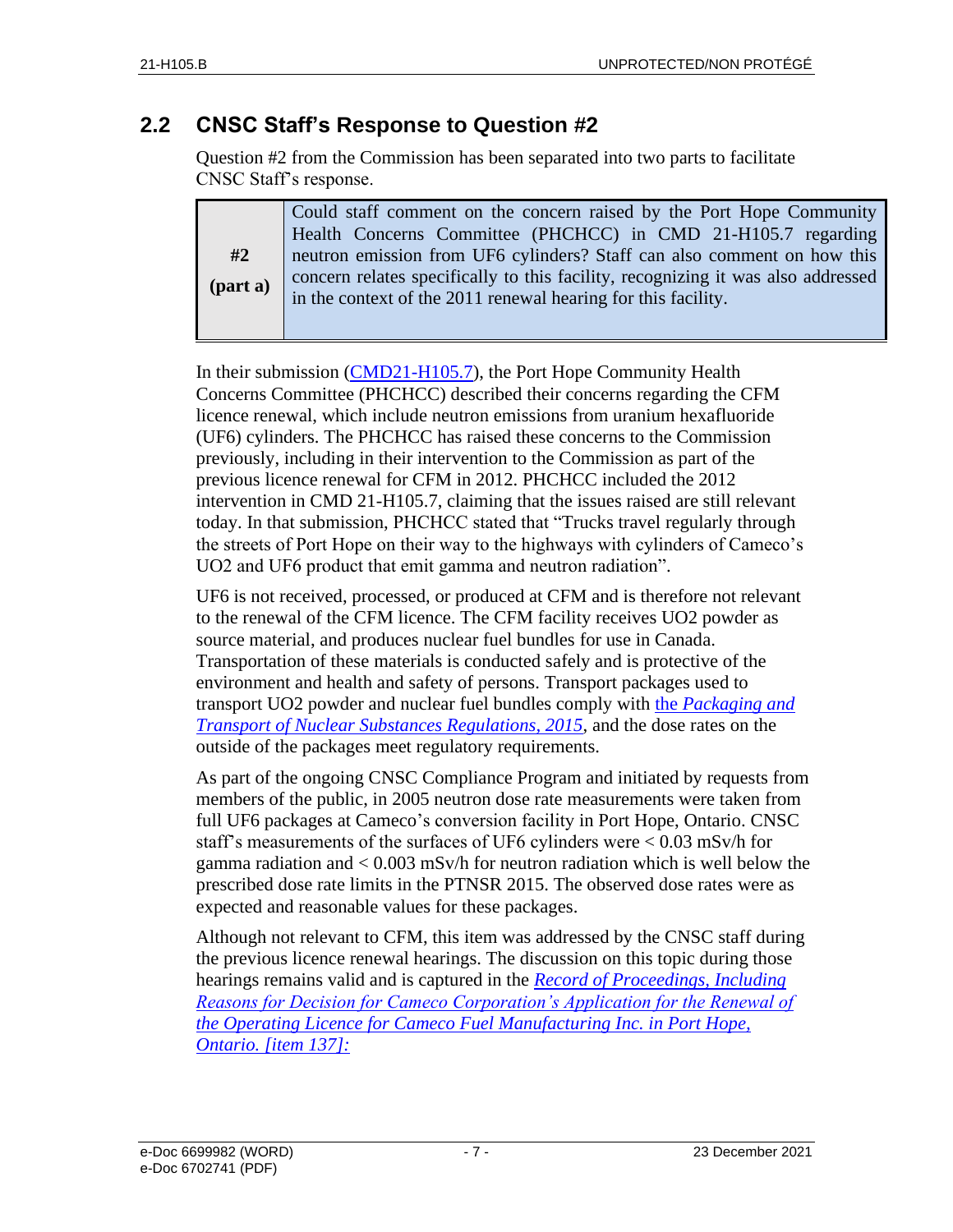## 2.2 CNSC Staff's Response to Question #2

Question #2 from the Commission has been separated into two parts to facilitate CNSC Staff's response.

| **#2 (part a)** | Could staff comment on the concern raised by the Port Hope Community Health Concerns Committee (PHCHCC) in CMD 21-H105.7 regarding neutron emission from UF6 cylinders? Staff can also comment on how this concern relates specifically to this facility, recognizing it was also addressed in the context of the 2011 renewal hearing for this facility. |
|---|---|

In their submission (CMD21-H105.7), the Port Hope Community Health Concerns Committee (PHCHCC) described their concerns regarding the CFM licence renewal, which include neutron emissions from uranium hexafluoride (UF6) cylinders. The PHCHCC has raised these concerns to the Commission previously, including in their intervention to the Commission as part of the previous licence renewal for CFM in 2012. PHCHCC included the 2012 intervention in CMD 21-H105.7, claiming that the issues raised are still relevant today. In that submission, PHCHCC stated that "Trucks travel regularly through the streets of Port Hope on their way to the highways with cylinders of Cameco's UO2 and UF6 product that emit gamma and neutron radiation".

UF6 is not received, processed, or produced at CFM and is therefore not relevant to the renewal of the CFM licence. The CFM facility receives UO2 powder as source material, and produces nuclear fuel bundles for use in Canada. Transportation of these materials is conducted safely and is protective of the environment and health and safety of persons. Transport packages used to transport UO2 powder and nuclear fuel bundles comply with the *Packaging and Transport of Nuclear Substances Regulations, 2015*, and the dose rates on the outside of the packages meet regulatory requirements.

As part of the ongoing CNSC Compliance Program and initiated by requests from members of the public, in 2005 neutron dose rate measurements were taken from full UF6 packages at Cameco's conversion facility in Port Hope, Ontario. CNSC staff's measurements of the surfaces of UF6 cylinders were < 0.03 mSv/h for gamma radiation and < 0.003 mSv/h for neutron radiation which is well below the prescribed dose rate limits in the PTNSR 2015. The observed dose rates were as expected and reasonable values for these packages.

Although not relevant to CFM, this item was addressed by the CNSC staff during the previous licence renewal hearings. The discussion on this topic during those hearings remains valid and is captured in the *Record of Proceedings, Including Reasons for Decision for Cameco Corporation's Application for the Renewal of the Operating Licence for Cameco Fuel Manufacturing Inc. in Port Hope, Ontario. [item 137]:*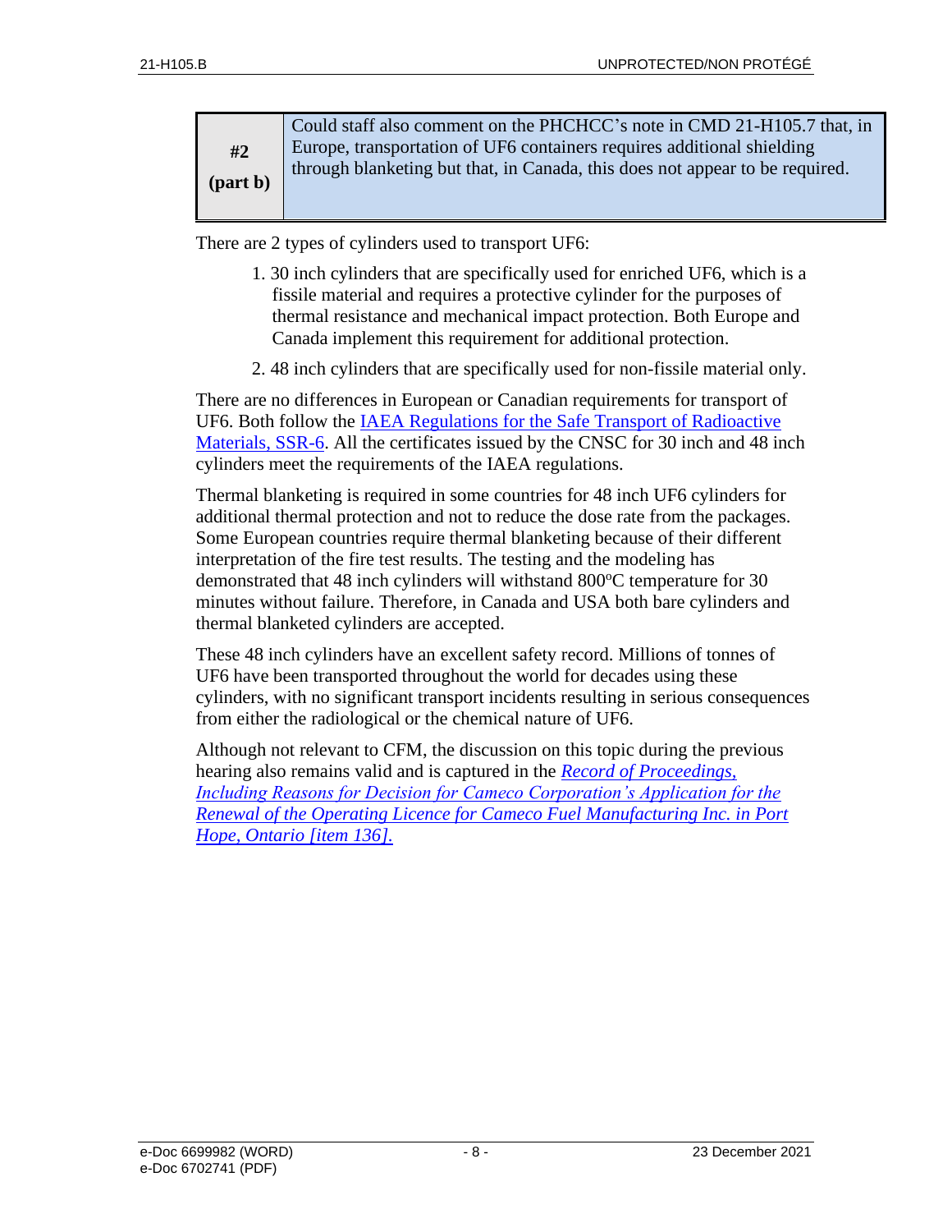| **#2 (part b)** | Could staff also comment on the PHCHCC's note in CMD 21-H105.7 that, in Europe, transportation of $UF_6$ containers requires additional shielding through blanketing but that, in Canada, this does not appear to be required. |
|---|---|

There are 2 types of cylinders used to transport $UF_6$:

1. 30 inch cylinders that are specifically used for enriched $UF_6$, which is a fissile material and requires a protective cylinder for the purposes of thermal resistance and mechanical impact protection. Both Europe and Canada implement this requirement for additional protection.
2. 48 inch cylinders that are specifically used for non-fissile material only.

There are no differences in European or Canadian requirements for transport of $UF_6$. Both follow the [IAEA Regulations for the Safe Transport of Radioactive Materials, SSR-6](). All the certificates issued by the CNSC for 30 inch and 48 inch cylinders meet the requirements of the IAEA regulations.

Thermal blanketing is required in some countries for 48 inch $UF_6$ cylinders for additional thermal protection and not to reduce the dose rate from the packages. Some European countries require thermal blanketing because of their different interpretation of the fire test results. The testing and the modeling has demonstrated that 48 inch cylinders will withstand 800°C temperature for 30 minutes without failure. Therefore, in Canada and USA both bare cylinders and thermal blanketed cylinders are accepted.

These 48 inch cylinders have an excellent safety record. Millions of tonnes of $UF_6$ have been transported throughout the world for decades using these cylinders, with no significant transport incidents resulting in serious consequences from either the radiological or the chemical nature of $UF_6$.

Although not relevant to CFM, the discussion on this topic during the previous hearing also remains valid and is captured in the *[Record of Proceedings, Including Reasons for Decision for Cameco Corporation's Application for the Renewal of the Operating Licence for Cameco Fuel Manufacturing Inc. in Port Hope, Ontario [item 136].]()*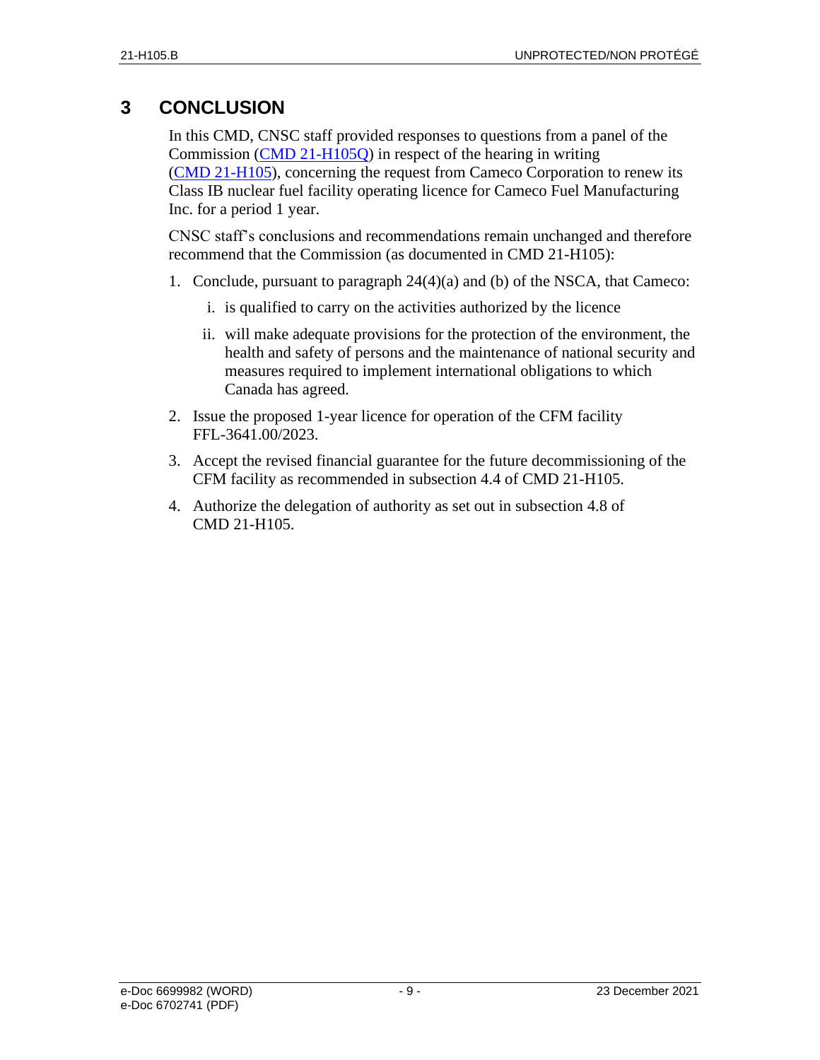# 3 CONCLUSION

In this CMD, CNSC staff provided responses to questions from a panel of the Commission (CMD 21-H105Q) in respect of the hearing in writing (CMD 21-H105), concerning the request from Cameco Corporation to renew its Class IB nuclear fuel facility operating licence for Cameco Fuel Manufacturing Inc. for a period 1 year.

CNSC staff's conclusions and recommendations remain unchanged and therefore recommend that the Commission (as documented in CMD 21-H105):

1. Conclude, pursuant to paragraph 24(4)(a) and (b) of the NSCA, that Cameco:
   i. is qualified to carry on the activities authorized by the licence
   ii. will make adequate provisions for the protection of the environment, the health and safety of persons and the maintenance of national security and measures required to implement international obligations to which Canada has agreed.
2. Issue the proposed 1-year licence for operation of the CFM facility FFL-3641.00/2023.
3. Accept the revised financial guarantee for the future decommissioning of the CFM facility as recommended in subsection 4.4 of CMD 21-H105.
4. Authorize the delegation of authority as set out in subsection 4.8 of CMD 21-H105.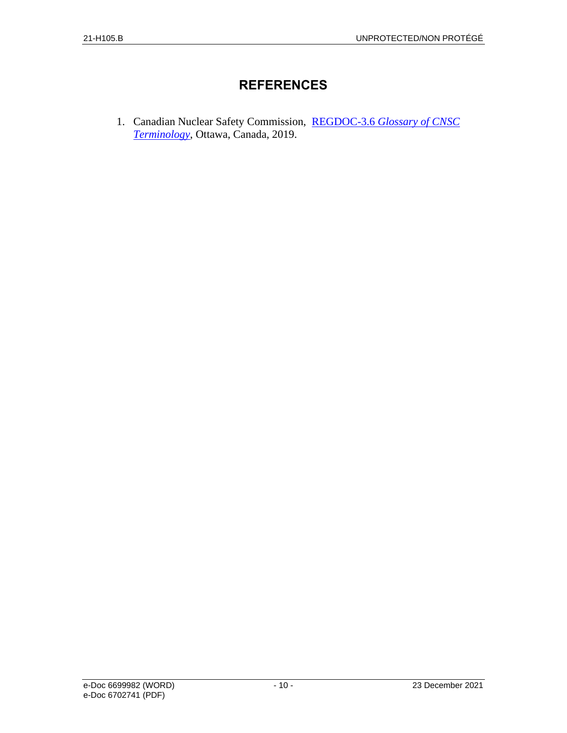# REFERENCES

1. Canadian Nuclear Safety Commission, REGDOC-3.6 *Glossary of CNSC Terminology*, Ottawa, Canada, 2019.